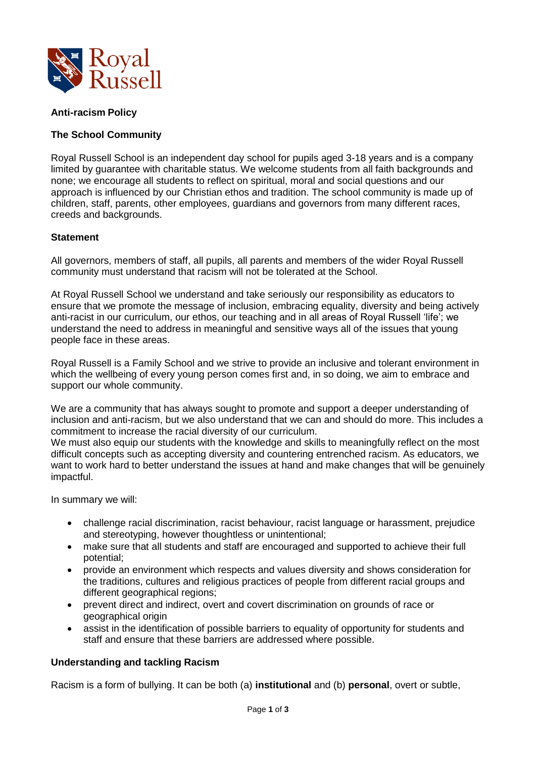# Anti-racism Policy

## The School Community

Royal Russell School is an independent day school for pupils aged 3-18 years and is a company limited by guarantee with charitable status. We welcome students from all faith backgrounds and none; we encourage all students to reflect on spiritual, moral and social questions and our approach is influenced by our Christian ethos and tradition. The school community is made up of children, staff, parents, other employees, guardians and governors from many different races, creeds and backgrounds.

## Statement

All governors, members of staff, all pupils, all parents and members of the wider Royal Russell community must understand that racism will not be tolerated at the School.

At Royal Russell School we understand and take seriously our responsibility as educators to ensure that we promote the message of inclusion, embracing equality, diversity and being actively anti-racist in our curriculum, our ethos, our teaching and in all areas of Royal Russell 'life'; we understand the need to address in meaningful and sensitive ways all of the issues that young people face in these areas.

Royal Russell is a Family School and we strive to provide an inclusive and tolerant environment in which the wellbeing of every young person comes first and, in so doing, we aim to embrace and support our whole community.

We are a community that has always sought to promote and support a deeper understanding of inclusion and anti-racism, but we also understand that we can and should do more. This includes a commitment to increase the racial diversity of our curriculum.
We must also equip our students with the knowledge and skills to meaningfully reflect on the most difficult concepts such as accepting diversity and countering entrenched racism. As educators, we want to work hard to better understand the issues at hand and make changes that will be genuinely impactful.

In summary we will:

- challenge racial discrimination, racist behaviour, racist language or harassment, prejudice and stereotyping, however thoughtless or unintentional;
- make sure that all students and staff are encouraged and supported to achieve their full potential;
- provide an environment which respects and values diversity and shows consideration for the traditions, cultures and religious practices of people from different racial groups and different geographical regions;
- prevent direct and indirect, overt and covert discrimination on grounds of race or geographical origin
- assist in the identification of possible barriers to equality of opportunity for students and staff and ensure that these barriers are addressed where possible.

## Understanding and tackling Racism

Racism is a form of bullying. It can be both (a) **institutional** and (b) **personal**, overt or subtle,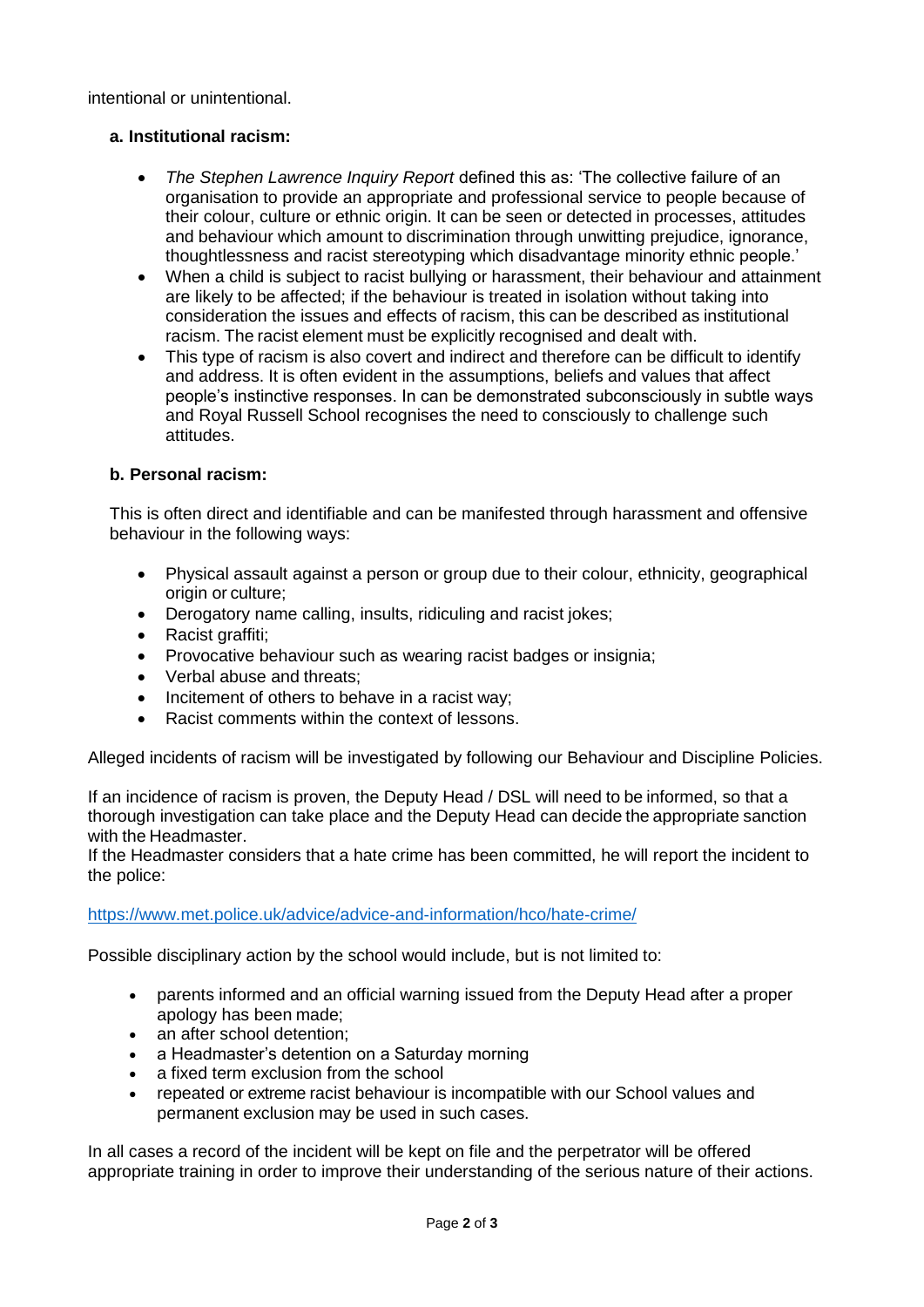intentional or unintentional.

### a. Institutional racism:

- *The Stephen Lawrence Inquiry Report* defined this as: 'The collective failure of an organisation to provide an appropriate and professional service to people because of their colour, culture or ethnic origin. It can be seen or detected in processes, attitudes and behaviour which amount to discrimination through unwitting prejudice, ignorance, thoughtlessness and racist stereotyping which disadvantage minority ethnic people.'
- When a child is subject to racist bullying or harassment, their behaviour and attainment are likely to be affected; if the behaviour is treated in isolation without taking into consideration the issues and effects of racism, this can be described as institutional racism. The racist element must be explicitly recognised and dealt with.
- This type of racism is also covert and indirect and therefore can be difficult to identify and address. It is often evident in the assumptions, beliefs and values that affect people's instinctive responses. In can be demonstrated subconsciously in subtle ways and Royal Russell School recognises the need to consciously to challenge such attitudes.

### b. Personal racism:

This is often direct and identifiable and can be manifested through harassment and offensive behaviour in the following ways:

- Physical assault against a person or group due to their colour, ethnicity, geographical origin or culture;
- Derogatory name calling, insults, ridiculing and racist jokes;
- Racist graffiti;
- Provocative behaviour such as wearing racist badges or insignia;
- Verbal abuse and threats;
- Incitement of others to behave in a racist way;
- Racist comments within the context of lessons.

Alleged incidents of racism will be investigated by following our Behaviour and Discipline Policies.

If an incidence of racism is proven, the Deputy Head / DSL will need to be informed, so that a thorough investigation can take place and the Deputy Head can decide the appropriate sanction with the Headmaster.
If the Headmaster considers that a hate crime has been committed, he will report the incident to the police:

https://www.met.police.uk/advice/advice-and-information/hco/hate-crime/

Possible disciplinary action by the school would include, but is not limited to:

- parents informed and an official warning issued from the Deputy Head after a proper apology has been made;
- an after school detention;
- a Headmaster's detention on a Saturday morning
- a fixed term exclusion from the school
- repeated or extreme racist behaviour is incompatible with our School values and permanent exclusion may be used in such cases.

In all cases a record of the incident will be kept on file and the perpetrator will be offered appropriate training in order to improve their understanding of the serious nature of their actions.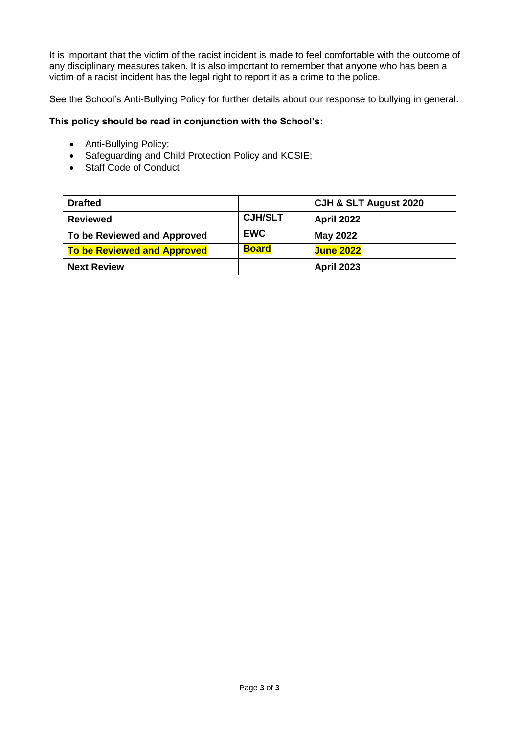It is important that the victim of the racist incident is made to feel comfortable with the outcome of any disciplinary measures taken. It is also important to remember that anyone who has been a victim of a racist incident has the legal right to report it as a crime to the police.

See the School's Anti-Bullying Policy for further details about our response to bullying in general.

**This policy should be read in conjunction with the School's:**

- Anti-Bullying Policy;
- Safeguarding and Child Protection Policy and KCSIE;
- Staff Code of Conduct

| | | |
|---|---|---|
| **Drafted** | | **CJH & SLT August 2020** |
| **Reviewed** | **CJH/SLT** | **April 2022** |
| **To be Reviewed and Approved** | **EWC** | **May 2022** |
| **To be Reviewed and Approved** | **Board** | **June 2022** |
| **Next Review** | | **April 2023** |